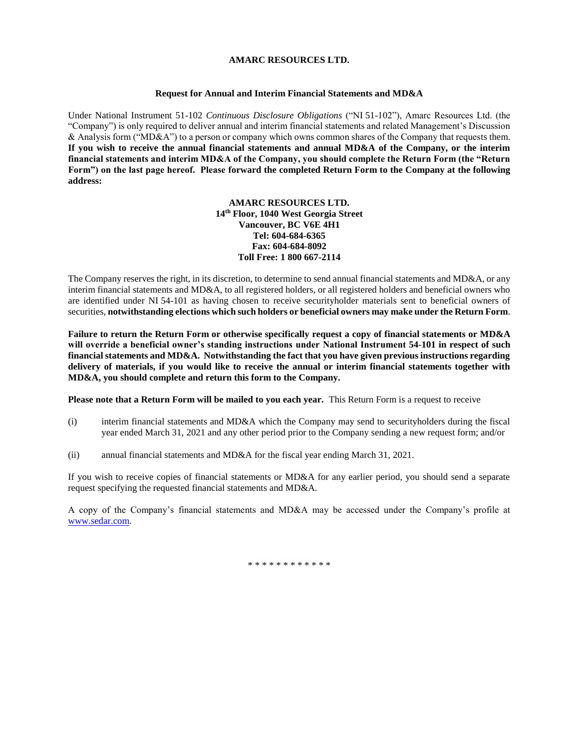# AMARC RESOURCES LTD.

## Request for Annual and Interim Financial Statements and MD&A

Under National Instrument 51-102 *Continuous Disclosure Obligations* ("NI 51-102"), Amarc Resources Ltd. (the "Company") is only required to deliver annual and interim financial statements and related Management's Discussion & Analysis form ("MD&A") to a person or company which owns common shares of the Company that requests them. **If you wish to receive the annual financial statements and annual MD&A of the Company, or the interim financial statements and interim MD&A of the Company, you should complete the Return Form (the "Return Form") on the last page hereof. Please forward the completed Return Form to the Company at the following address:**

**AMARC RESOURCES LTD.**
**14th Floor, 1040 West Georgia Street**
**Vancouver, BC V6E 4H1**
**Tel: 604-684-6365**
**Fax: 604-684-8092**
**Toll Free: 1 800 667-2114**

The Company reserves the right, in its discretion, to determine to send annual financial statements and MD&A, or any interim financial statements and MD&A, to all registered holders, or all registered holders and beneficial owners who are identified under NI 54-101 as having chosen to receive securityholder materials sent to beneficial owners of securities, **notwithstanding elections which such holders or beneficial owners may make under the Return Form**.

**Failure to return the Return Form or otherwise specifically request a copy of financial statements or MD&A will override a beneficial owner's standing instructions under National Instrument 54-101 in respect of such financial statements and MD&A. Notwithstanding the fact that you have given previous instructions regarding delivery of materials, if you would like to receive the annual or interim financial statements together with MD&A, you should complete and return this form to the Company.**

**Please note that a Return Form will be mailed to you each year.** This Return Form is a request to receive

(i) interim financial statements and MD&A which the Company may send to securityholders during the fiscal year ended March 31, 2021 and any other period prior to the Company sending a new request form; and/or

(ii) annual financial statements and MD&A for the fiscal year ending March 31, 2021.

If you wish to receive copies of financial statements or MD&A for any earlier period, you should send a separate request specifying the requested financial statements and MD&A.

A copy of the Company's financial statements and MD&A may be accessed under the Company's profile at www.sedar.com.

* * * * * * * * * * * *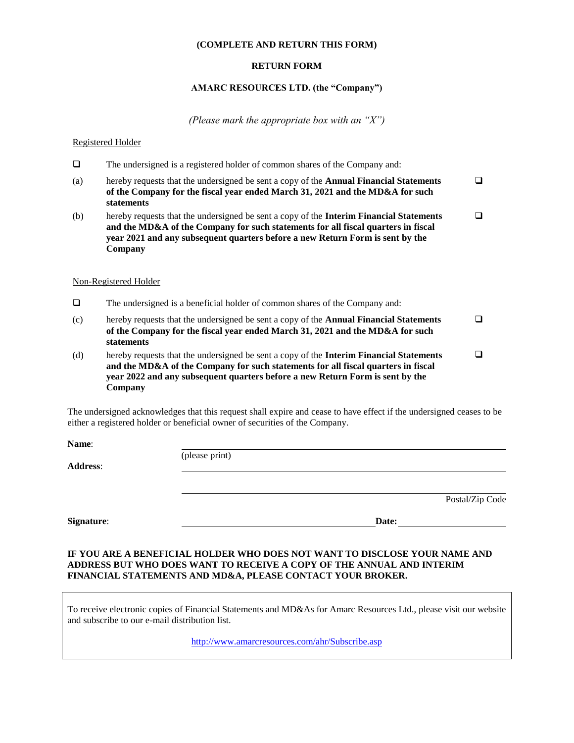**(COMPLETE AND RETURN THIS FORM)**

**RETURN FORM**

**AMARC RESOURCES LTD. (the "Company")**

*(Please mark the appropriate box with an "X")*

Registered Holder

☐ The undersigned is a registered holder of common shares of the Company and:

(a) hereby requests that the undersigned be sent a copy of the **Annual Financial Statements of the Company for the fiscal year ended March 31, 2021 and the MD&A for such statements** ☐

(b) hereby requests that the undersigned be sent a copy of the **Interim Financial Statements and the MD&A of the Company for such statements for all fiscal quarters in fiscal year 2021 and any subsequent quarters before a new Return Form is sent by the Company** ☐

Non-Registered Holder

☐ The undersigned is a beneficial holder of common shares of the Company and:

(c) hereby requests that the undersigned be sent a copy of the **Annual Financial Statements of the Company for the fiscal year ended March 31, 2021 and the MD&A for such statements** ☐

(d) hereby requests that the undersigned be sent a copy of the **Interim Financial Statements and the MD&A of the Company for such statements for all fiscal quarters in fiscal year 2022 and any subsequent quarters before a new Return Form is sent by the Company** ☐

The undersigned acknowledges that this request shall expire and cease to have effect if the undersigned ceases to be either a registered holder or beneficial owner of securities of the Company.

**Name**: ______________________________
(please print)

**Address**: ______________________________

______________________________
Postal/Zip Code

**Signature**: ______________________ **Date:** ______________

**IF YOU ARE A BENEFICIAL HOLDER WHO DOES NOT WANT TO DISCLOSE YOUR NAME AND ADDRESS BUT WHO DOES WANT TO RECEIVE A COPY OF THE ANNUAL AND INTERIM FINANCIAL STATEMENTS AND MD&A, PLEASE CONTACT YOUR BROKER.**

To receive electronic copies of Financial Statements and MD&As for Amarc Resources Ltd., please visit our website and subscribe to our e-mail distribution list.

http://www.amarcresources.com/ahr/Subscribe.asp